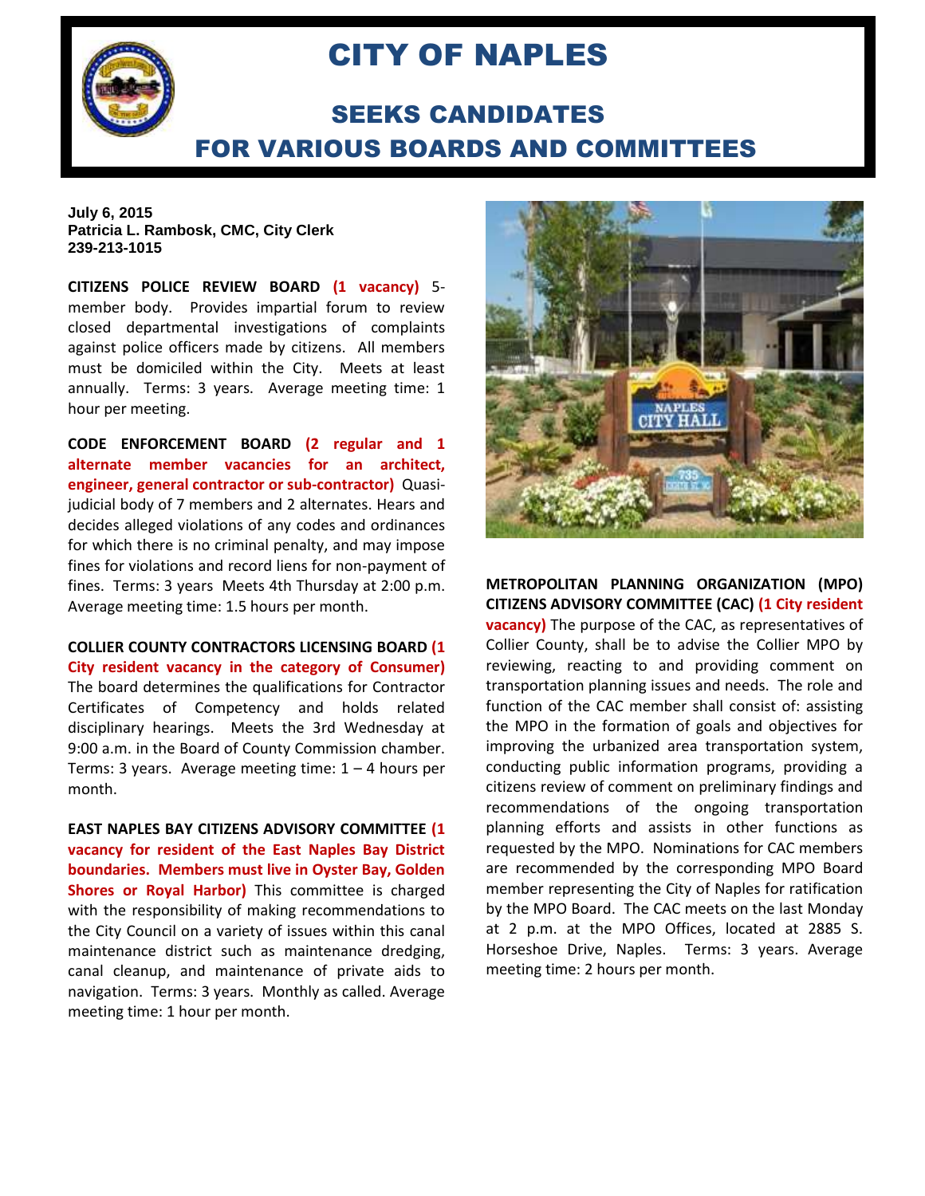# CITY OF NAPLES

## SEEKS CANDIDATES FOR VARIOUS BOARDS AND COMMITTEES

**July 6, 2015**
**Patricia L. Rambosk, CMC, City Clerk**
**239-213-1015**

**CITIZENS POLICE REVIEW BOARD (1 vacancy)** 5-member body. Provides impartial forum to review closed departmental investigations of complaints against police officers made by citizens. All members must be domiciled within the City. Meets at least annually. Terms: 3 years. Average meeting time: 1 hour per meeting.

**CODE ENFORCEMENT BOARD (2 regular and 1 alternate member vacancies for an architect, engineer, general contractor or sub-contractor)** Quasi-judicial body of 7 members and 2 alternates. Hears and decides alleged violations of any codes and ordinances for which there is no criminal penalty, and may impose fines for violations and record liens for non-payment of fines. Terms: 3 years Meets 4th Thursday at 2:00 p.m. Average meeting time: 1.5 hours per month.

**COLLIER COUNTY CONTRACTORS LICENSING BOARD (1 City resident vacancy in the category of Consumer)** The board determines the qualifications for Contractor Certificates of Competency and holds related disciplinary hearings. Meets the 3rd Wednesday at 9:00 a.m. in the Board of County Commission chamber. Terms: 3 years. Average meeting time: 1 – 4 hours per month.

**EAST NAPLES BAY CITIZENS ADVISORY COMMITTEE (1 vacancy for resident of the East Naples Bay District boundaries. Members must live in Oyster Bay, Golden Shores or Royal Harbor)** This committee is charged with the responsibility of making recommendations to the City Council on a variety of issues within this canal maintenance district such as maintenance dredging, canal cleanup, and maintenance of private aids to navigation. Terms: 3 years. Monthly as called. Average meeting time: 1 hour per month.

**METROPOLITAN PLANNING ORGANIZATION (MPO) CITIZENS ADVISORY COMMITTEE (CAC) (1 City resident vacancy)** The purpose of the CAC, as representatives of Collier County, shall be to advise the Collier MPO by reviewing, reacting to and providing comment on transportation planning issues and needs. The role and function of the CAC member shall consist of: assisting the MPO in the formation of goals and objectives for improving the urbanized area transportation system, conducting public information programs, providing a citizens review of comment on preliminary findings and recommendations of the ongoing transportation planning efforts and assists in other functions as requested by the MPO. Nominations for CAC members are recommended by the corresponding MPO Board member representing the City of Naples for ratification by the MPO Board. The CAC meets on the last Monday at 2 p.m. at the MPO Offices, located at 2885 S. Horseshoe Drive, Naples. Terms: 3 years. Average meeting time: 2 hours per month.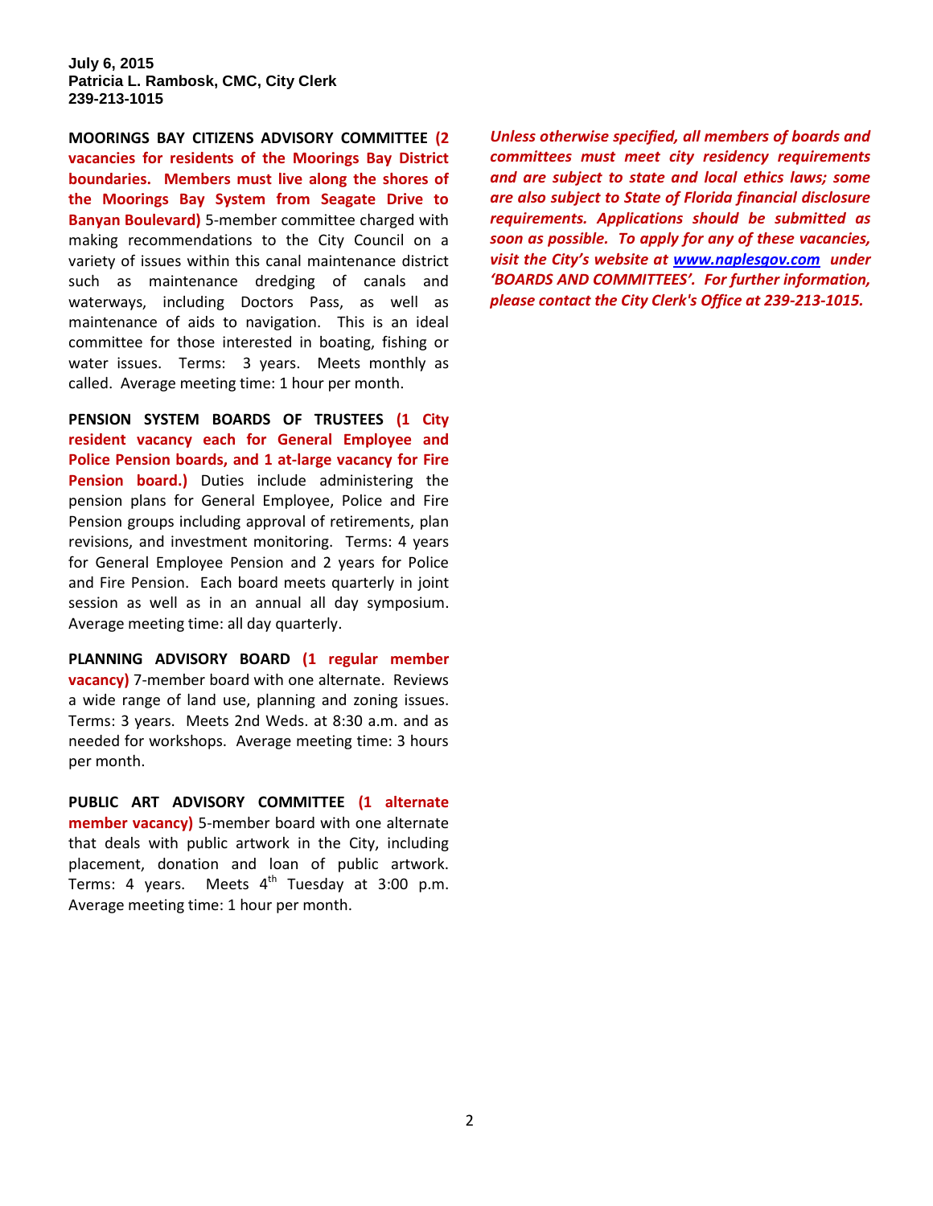**July 6, 2015**
**Patricia L. Rambosk, CMC, City Clerk**
**239-213-1015**

**MOORINGS BAY CITIZENS ADVISORY COMMITTEE (2 vacancies for residents of the Moorings Bay District boundaries. Members must live along the shores of the Moorings Bay System from Seagate Drive to Banyan Boulevard)** 5-member committee charged with making recommendations to the City Council on a variety of issues within this canal maintenance district such as maintenance dredging of canals and waterways, including Doctors Pass, as well as maintenance of aids to navigation. This is an ideal committee for those interested in boating, fishing or water issues. Terms: 3 years. Meets monthly as called. Average meeting time: 1 hour per month.

**PENSION SYSTEM BOARDS OF TRUSTEES (1 City resident vacancy each for General Employee and Police Pension boards, and 1 at-large vacancy for Fire Pension board.)** Duties include administering the pension plans for General Employee, Police and Fire Pension groups including approval of retirements, plan revisions, and investment monitoring. Terms: 4 years for General Employee Pension and 2 years for Police and Fire Pension. Each board meets quarterly in joint session as well as in an annual all day symposium. Average meeting time: all day quarterly.

**PLANNING ADVISORY BOARD (1 regular member vacancy)** 7-member board with one alternate. Reviews a wide range of land use, planning and zoning issues. Terms: 3 years. Meets 2nd Weds. at 8:30 a.m. and as needed for workshops. Average meeting time: 3 hours per month.

**PUBLIC ART ADVISORY COMMITTEE (1 alternate member vacancy)** 5-member board with one alternate that deals with public artwork in the City, including placement, donation and loan of public artwork. Terms: 4 years. Meets 4th Tuesday at 3:00 p.m. Average meeting time: 1 hour per month.

***Unless otherwise specified, all members of boards and committees must meet city residency requirements and are subject to state and local ethics laws; some are also subject to State of Florida financial disclosure requirements. Applications should be submitted as soon as possible. To apply for any of these vacancies, visit the City's website at www.naplesgov.com under 'BOARDS AND COMMITTEES'. For further information, please contact the City Clerk's Office at 239-213-1015.***